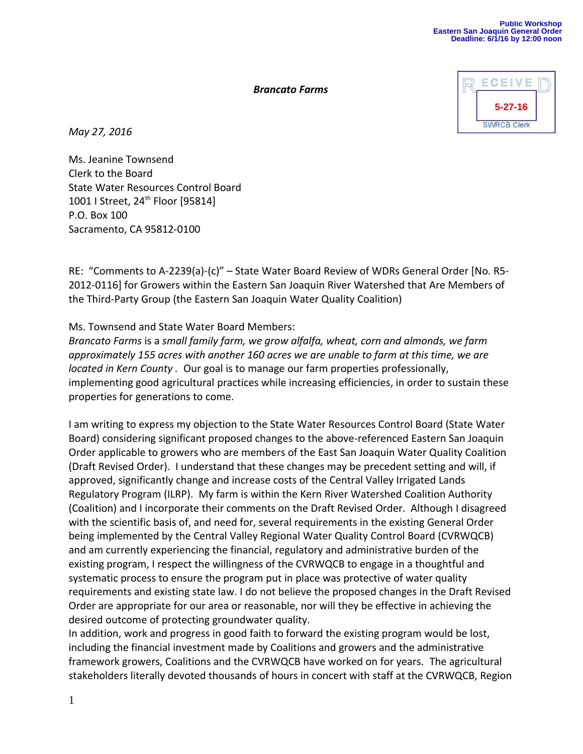Public Workshop
Eastern San Joaquin General Order
Deadline: 6/1/16 by 12:00 noon

***Brancato Farms***

RECEIVED
5-27-16
SWRCB Clerk

*May 27, 2016*

Ms. Jeanine Townsend
Clerk to the Board
State Water Resources Control Board
1001 I Street, 24th Floor [95814]
P.O. Box 100
Sacramento, CA 95812-0100

RE: "Comments to A-2239(a)-(c)" – State Water Board Review of WDRs General Order [No. R5-2012-0116] for Growers within the Eastern San Joaquin River Watershed that Are Members of the Third-Party Group (the Eastern San Joaquin Water Quality Coalition)

Ms. Townsend and State Water Board Members:
*Brancato Farms* is a *small family farm, we grow alfalfa, wheat, corn and almonds, we farm approximately 155 acres with another 160 acres we are unable to farm at this time, we are located in Kern County .* Our goal is to manage our farm properties professionally, implementing good agricultural practices while increasing efficiencies, in order to sustain these properties for generations to come.

I am writing to express my objection to the State Water Resources Control Board (State Water Board) considering significant proposed changes to the above-referenced Eastern San Joaquin Order applicable to growers who are members of the East San Joaquin Water Quality Coalition (Draft Revised Order). I understand that these changes may be precedent setting and will, if approved, significantly change and increase costs of the Central Valley Irrigated Lands Regulatory Program (ILRP). My farm is within the Kern River Watershed Coalition Authority (Coalition) and I incorporate their comments on the Draft Revised Order. Although I disagreed with the scientific basis of, and need for, several requirements in the existing General Order being implemented by the Central Valley Regional Water Quality Control Board (CVRWQCB) and am currently experiencing the financial, regulatory and administrative burden of the existing program, I respect the willingness of the CVRWQCB to engage in a thoughtful and systematic process to ensure the program put in place was protective of water quality requirements and existing state law. I do not believe the proposed changes in the Draft Revised Order are appropriate for our area or reasonable, nor will they be effective in achieving the desired outcome of protecting groundwater quality.
In addition, work and progress in good faith to forward the existing program would be lost, including the financial investment made by Coalitions and growers and the administrative framework growers, Coalitions and the CVRWQCB have worked on for years. The agricultural stakeholders literally devoted thousands of hours in concert with staff at the CVRWQCB, Region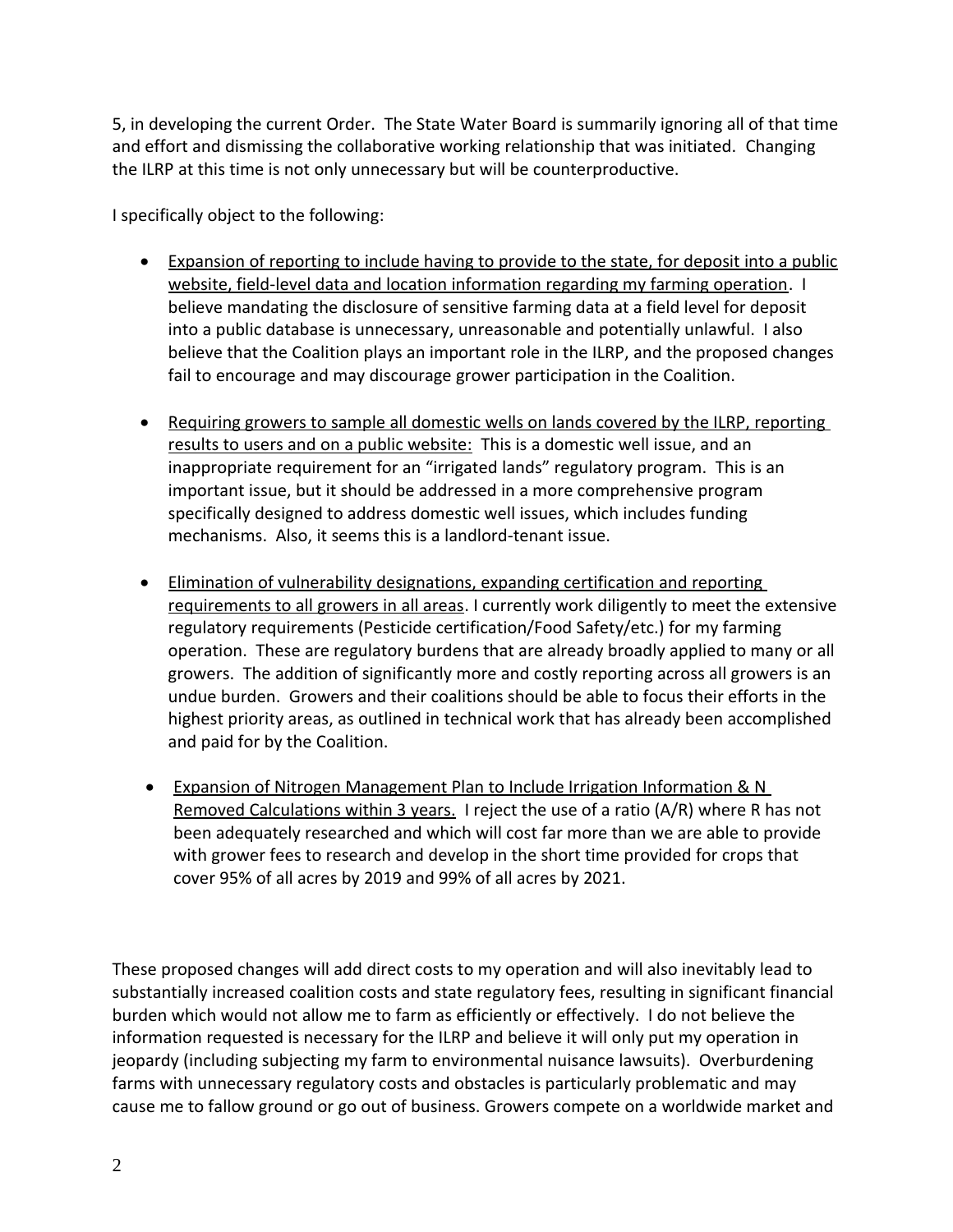5, in developing the current Order. The State Water Board is summarily ignoring all of that time and effort and dismissing the collaborative working relationship that was initiated. Changing the ILRP at this time is not only unnecessary but will be counterproductive.

I specifically object to the following:

- <u>Expansion of reporting to include having to provide to the state, for deposit into a public website, field-level data and location information regarding my farming operation</u>. I believe mandating the disclosure of sensitive farming data at a field level for deposit into a public database is unnecessary, unreasonable and potentially unlawful. I also believe that the Coalition plays an important role in the ILRP, and the proposed changes fail to encourage and may discourage grower participation in the Coalition.

- <u>Requiring growers to sample all domestic wells on lands covered by the ILRP, reporting results to users and on a public website:</u> This is a domestic well issue, and an inappropriate requirement for an "irrigated lands" regulatory program. This is an important issue, but it should be addressed in a more comprehensive program specifically designed to address domestic well issues, which includes funding mechanisms. Also, it seems this is a landlord-tenant issue.

- <u>Elimination of vulnerability designations, expanding certification and reporting requirements to all growers in all areas</u>. I currently work diligently to meet the extensive regulatory requirements (Pesticide certification/Food Safety/etc.) for my farming operation. These are regulatory burdens that are already broadly applied to many or all growers. The addition of significantly more and costly reporting across all growers is an undue burden. Growers and their coalitions should be able to focus their efforts in the highest priority areas, as outlined in technical work that has already been accomplished and paid for by the Coalition.

- <u>Expansion of Nitrogen Management Plan to Include Irrigation Information & N Removed Calculations within 3 years.</u> I reject the use of a ratio (A/R) where R has not been adequately researched and which will cost far more than we are able to provide with grower fees to research and develop in the short time provided for crops that cover 95% of all acres by 2019 and 99% of all acres by 2021.

These proposed changes will add direct costs to my operation and will also inevitably lead to substantially increased coalition costs and state regulatory fees, resulting in significant financial burden which would not allow me to farm as efficiently or effectively. I do not believe the information requested is necessary for the ILRP and believe it will only put my operation in jeopardy (including subjecting my farm to environmental nuisance lawsuits). Overburdening farms with unnecessary regulatory costs and obstacles is particularly problematic and may cause me to fallow ground or go out of business. Growers compete on a worldwide market and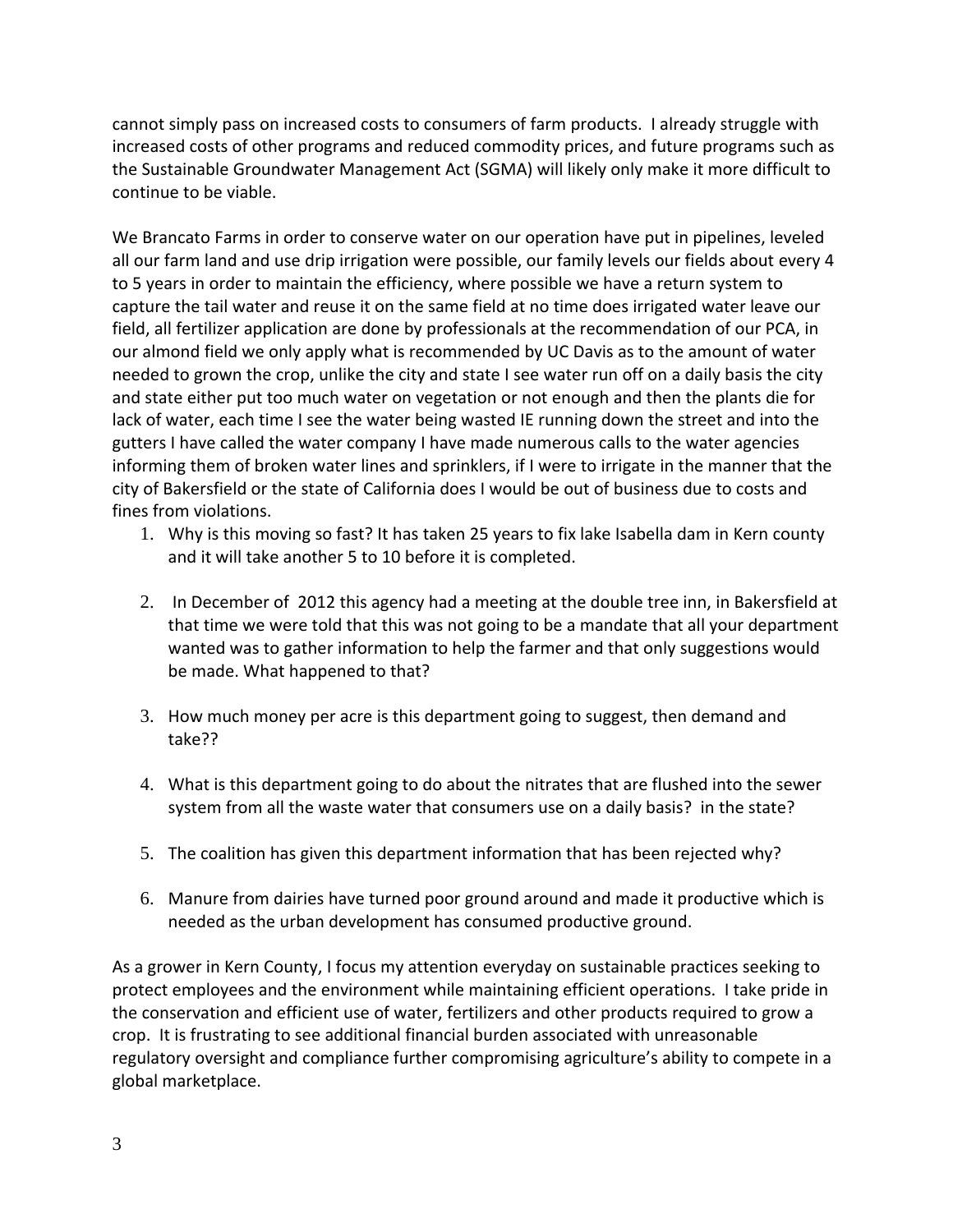cannot simply pass on increased costs to consumers of farm products. I already struggle with increased costs of other programs and reduced commodity prices, and future programs such as the Sustainable Groundwater Management Act (SGMA) will likely only make it more difficult to continue to be viable.

We Brancato Farms in order to conserve water on our operation have put in pipelines, leveled all our farm land and use drip irrigation were possible, our family levels our fields about every 4 to 5 years in order to maintain the efficiency, where possible we have a return system to capture the tail water and reuse it on the same field at no time does irrigated water leave our field, all fertilizer application are done by professionals at the recommendation of our PCA, in our almond field we only apply what is recommended by UC Davis as to the amount of water needed to grown the crop, unlike the city and state I see water run off on a daily basis the city and state either put too much water on vegetation or not enough and then the plants die for lack of water, each time I see the water being wasted IE running down the street and into the gutters I have called the water company I have made numerous calls to the water agencies informing them of broken water lines and sprinklers, if I were to irrigate in the manner that the city of Bakersfield or the state of California does I would be out of business due to costs and fines from violations.

1. Why is this moving so fast? It has taken 25 years to fix lake Isabella dam in Kern county and it will take another 5 to 10 before it is completed.

2. In December of 2012 this agency had a meeting at the double tree inn, in Bakersfield at that time we were told that this was not going to be a mandate that all your department wanted was to gather information to help the farmer and that only suggestions would be made. What happened to that?

3. How much money per acre is this department going to suggest, then demand and take??

4. What is this department going to do about the nitrates that are flushed into the sewer system from all the waste water that consumers use on a daily basis? in the state?

5. The coalition has given this department information that has been rejected why?

6. Manure from dairies have turned poor ground around and made it productive which is needed as the urban development has consumed productive ground.

As a grower in Kern County, I focus my attention everyday on sustainable practices seeking to protect employees and the environment while maintaining efficient operations. I take pride in the conservation and efficient use of water, fertilizers and other products required to grow a crop. It is frustrating to see additional financial burden associated with unreasonable regulatory oversight and compliance further compromising agriculture's ability to compete in a global marketplace.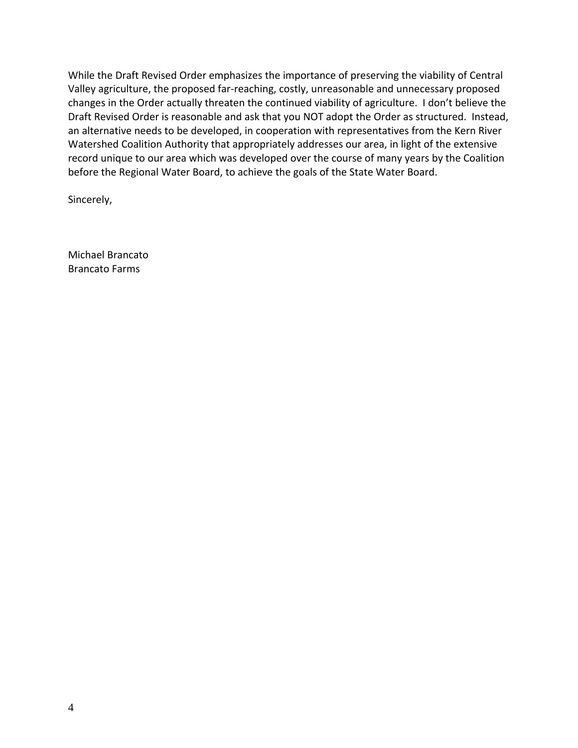While the Draft Revised Order emphasizes the importance of preserving the viability of Central Valley agriculture, the proposed far-reaching, costly, unreasonable and unnecessary proposed changes in the Order actually threaten the continued viability of agriculture. I don't believe the Draft Revised Order is reasonable and ask that you NOT adopt the Order as structured. Instead, an alternative needs to be developed, in cooperation with representatives from the Kern River Watershed Coalition Authority that appropriately addresses our area, in light of the extensive record unique to our area which was developed over the course of many years by the Coalition before the Regional Water Board, to achieve the goals of the State Water Board.

Sincerely,

Michael Brancato
Brancato Farms